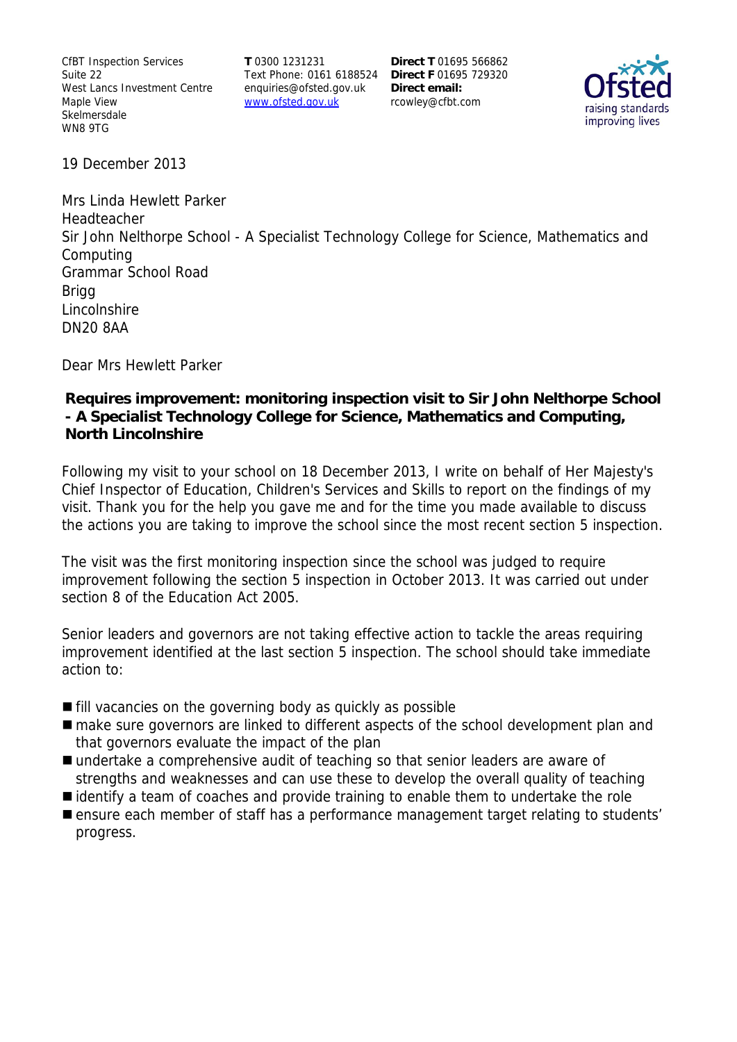CfBT Inspection Services
Suite 22
West Lancs Investment Centre
Maple View
Skelmersdale
WN8 9TG

**T** 0300 1231231
Text Phone: 0161 6188524
enquiries@ofsted.gov.uk
www.ofsted.gov.uk

**Direct T** 01695 566862
**Direct F** 01695 729320
**Direct email:**
rcowley@cfbt.com

19 December 2013

Mrs Linda Hewlett Parker
Headteacher
Sir John Nelthorpe School - A Specialist Technology College for Science, Mathematics and Computing
Grammar School Road
Brigg
Lincolnshire
DN20 8AA

Dear Mrs Hewlett Parker

**Requires improvement: monitoring inspection visit to Sir John Nelthorpe School - A Specialist Technology College for Science, Mathematics and Computing, North Lincolnshire**

Following my visit to your school on 18 December 2013, I write on behalf of Her Majesty's Chief Inspector of Education, Children's Services and Skills to report on the findings of my visit. Thank you for the help you gave me and for the time you made available to discuss the actions you are taking to improve the school since the most recent section 5 inspection.

The visit was the first monitoring inspection since the school was judged to require improvement following the section 5 inspection in October 2013. It was carried out under section 8 of the Education Act 2005.

Senior leaders and governors are not taking effective action to tackle the areas requiring improvement identified at the last section 5 inspection. The school should take immediate action to:

- fill vacancies on the governing body as quickly as possible
- make sure governors are linked to different aspects of the school development plan and that governors evaluate the impact of the plan
- undertake a comprehensive audit of teaching so that senior leaders are aware of strengths and weaknesses and can use these to develop the overall quality of teaching
- identify a team of coaches and provide training to enable them to undertake the role
- ensure each member of staff has a performance management target relating to students' progress.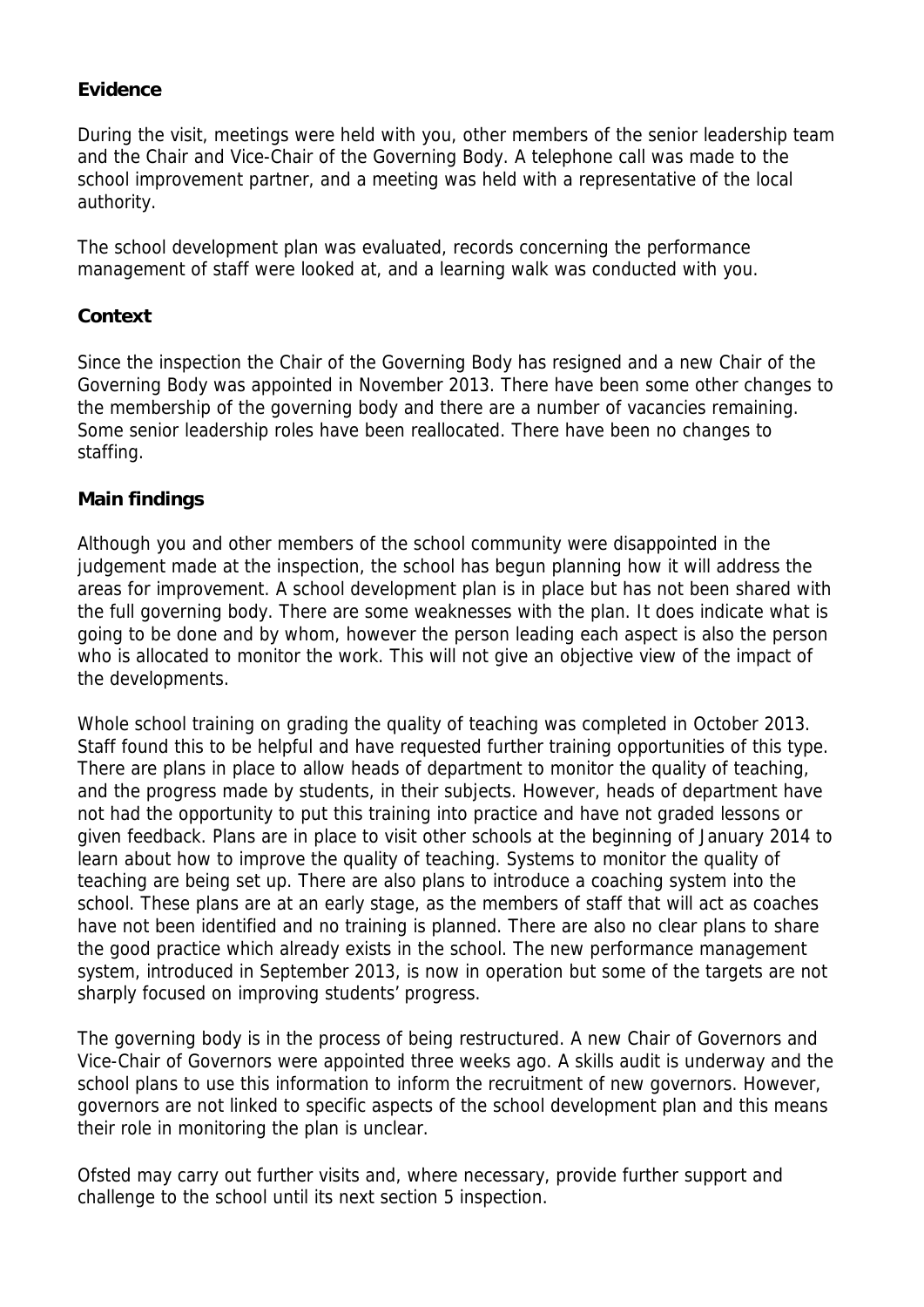### Evidence

During the visit, meetings were held with you, other members of the senior leadership team and the Chair and Vice-Chair of the Governing Body. A telephone call was made to the school improvement partner, and a meeting was held with a representative of the local authority.

The school development plan was evaluated, records concerning the performance management of staff were looked at, and a learning walk was conducted with you.

### Context

Since the inspection the Chair of the Governing Body has resigned and a new Chair of the Governing Body was appointed in November 2013. There have been some other changes to the membership of the governing body and there are a number of vacancies remaining. Some senior leadership roles have been reallocated. There have been no changes to staffing.

### Main findings

Although you and other members of the school community were disappointed in the judgement made at the inspection, the school has begun planning how it will address the areas for improvement. A school development plan is in place but has not been shared with the full governing body. There are some weaknesses with the plan. It does indicate what is going to be done and by whom, however the person leading each aspect is also the person who is allocated to monitor the work. This will not give an objective view of the impact of the developments.

Whole school training on grading the quality of teaching was completed in October 2013. Staff found this to be helpful and have requested further training opportunities of this type. There are plans in place to allow heads of department to monitor the quality of teaching, and the progress made by students, in their subjects. However, heads of department have not had the opportunity to put this training into practice and have not graded lessons or given feedback. Plans are in place to visit other schools at the beginning of January 2014 to learn about how to improve the quality of teaching. Systems to monitor the quality of teaching are being set up. There are also plans to introduce a coaching system into the school. These plans are at an early stage, as the members of staff that will act as coaches have not been identified and no training is planned. There are also no clear plans to share the good practice which already exists in the school. The new performance management system, introduced in September 2013, is now in operation but some of the targets are not sharply focused on improving students' progress.

The governing body is in the process of being restructured. A new Chair of Governors and Vice-Chair of Governors were appointed three weeks ago. A skills audit is underway and the school plans to use this information to inform the recruitment of new governors. However, governors are not linked to specific aspects of the school development plan and this means their role in monitoring the plan is unclear.

Ofsted may carry out further visits and, where necessary, provide further support and challenge to the school until its next section 5 inspection.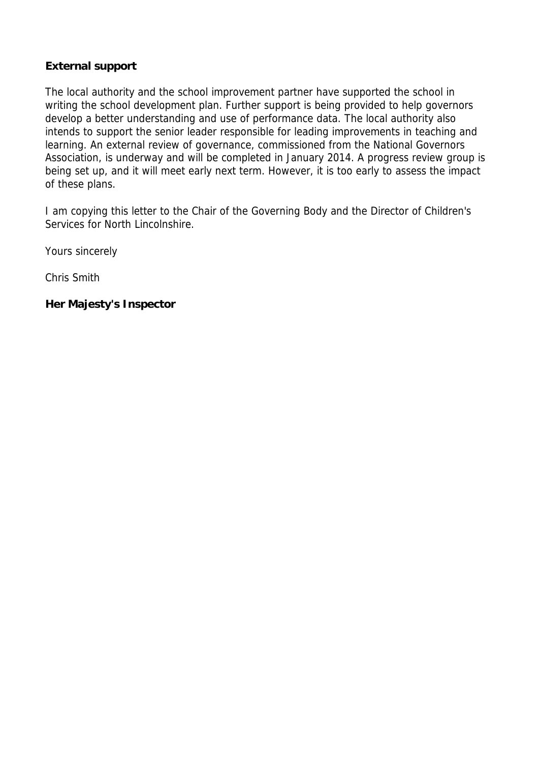**External support**

The local authority and the school improvement partner have supported the school in writing the school development plan. Further support is being provided to help governors develop a better understanding and use of performance data. The local authority also intends to support the senior leader responsible for leading improvements in teaching and learning. An external review of governance, commissioned from the National Governors Association, is underway and will be completed in January 2014. A progress review group is being set up, and it will meet early next term. However, it is too early to assess the impact of these plans.

I am copying this letter to the Chair of the Governing Body and the Director of Children's Services for North Lincolnshire.

Yours sincerely

Chris Smith

**Her Majesty's Inspector**